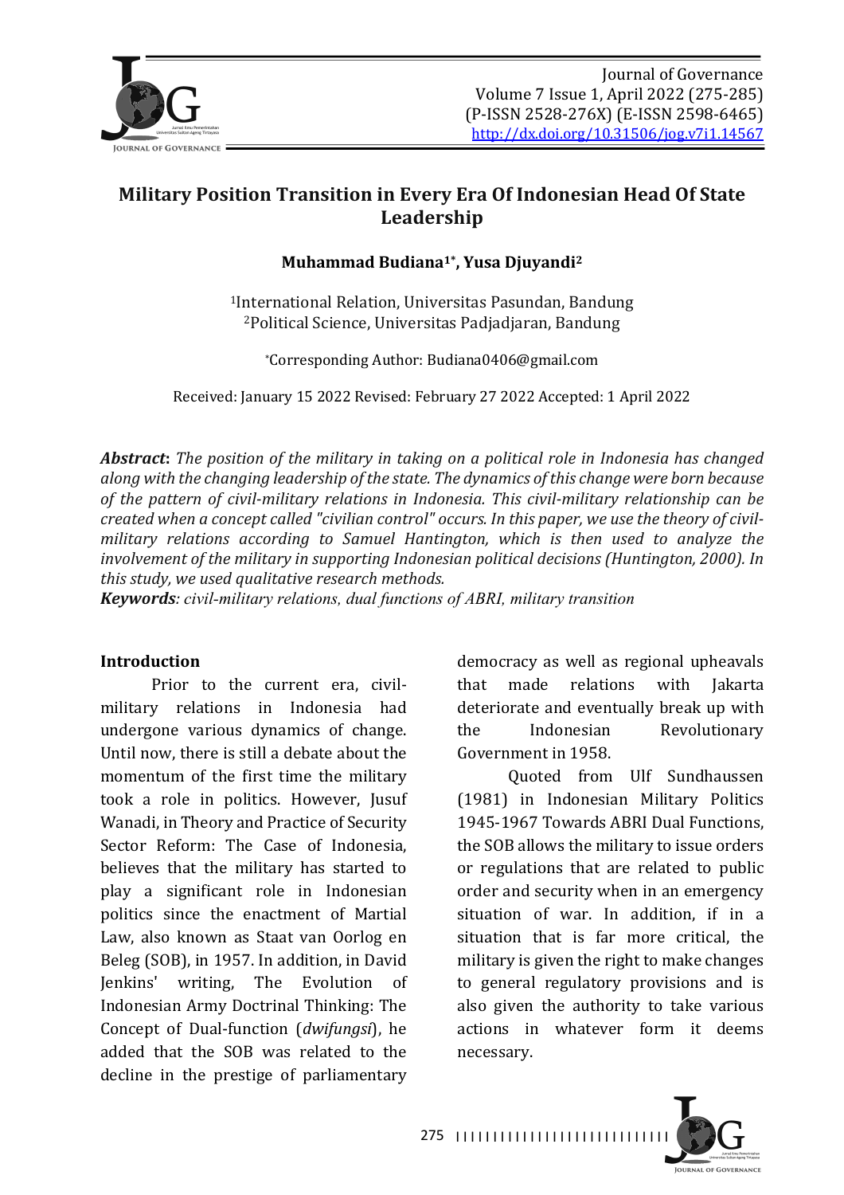# Military Position Transition in Every Era Of Indonesian Head Of State Leadership

**Muhammad Budiana[1*], Yusa Djuyandi[2]**

[1]International Relation, Universitas Pasundan, Bandung
[2]Political Science, Universitas Padjadjaran, Bandung

*Corresponding Author: Budiana0406@gmail.com

Received: January 15 2022 Revised: February 27 2022 Accepted: 1 April 2022

***Abstract*:** *The position of the military in taking on a political role in Indonesia has changed along with the changing leadership of the state. The dynamics of this change were born because of the pattern of civil-military relations in Indonesia. This civil-military relationship can be created when a concept called "civilian control" occurs. In this paper, we use the theory of civil-military relations according to Samuel Hantington, which is then used to analyze the involvement of the military in supporting Indonesian political decisions (Huntington, 2000). In this study, we used qualitative research methods.*

***Keywords****: civil-military relations, dual functions of ABRI, military transition*

## Introduction

Prior to the current era, civil-military relations in Indonesia had undergone various dynamics of change. Until now, there is still a debate about the momentum of the first time the military took a role in politics. However, Jusuf Wanadi, in Theory and Practice of Security Sector Reform: The Case of Indonesia, believes that the military has started to play a significant role in Indonesian politics since the enactment of Martial Law, also known as Staat van Oorlog en Beleg (SOB), in 1957. In addition, in David Jenkins' writing, The Evolution of Indonesian Army Doctrinal Thinking: The Concept of Dual-function (*dwifungsi*), he added that the SOB was related to the decline in the prestige of parliamentary democracy as well as regional upheavals that made relations with Jakarta deteriorate and eventually break up with the Indonesian Revolutionary Government in 1958.

Quoted from Ulf Sundhaussen (1981) in Indonesian Military Politics 1945-1967 Towards ABRI Dual Functions, the SOB allows the military to issue orders or regulations that are related to public order and security when in an emergency situation of war. In addition, if in a situation that is far more critical, the military is given the right to make changes to general regulatory provisions and is also given the authority to take various actions in whatever form it deems necessary.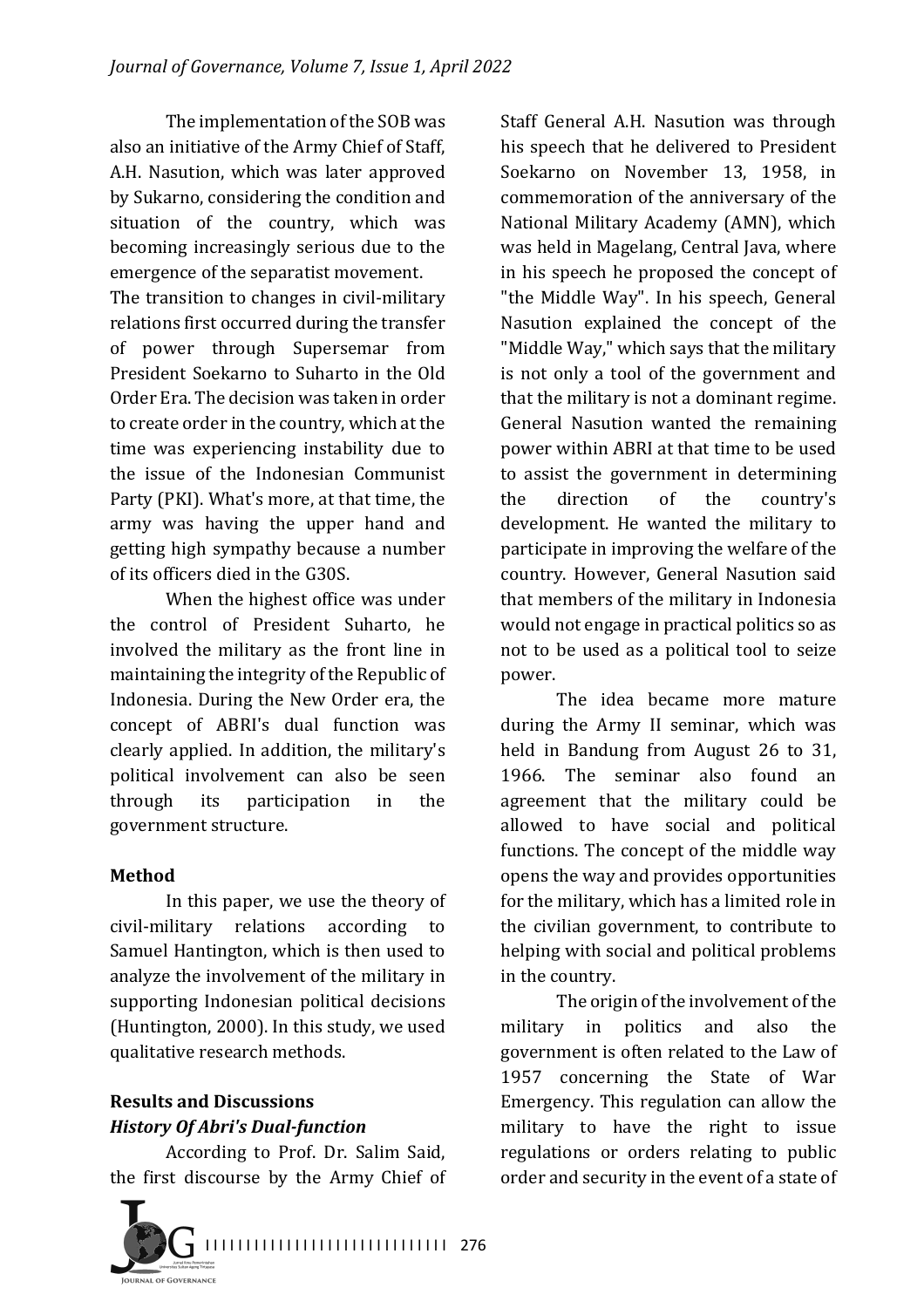The implementation of the SOB was also an initiative of the Army Chief of Staff, A.H. Nasution, which was later approved by Sukarno, considering the condition and situation of the country, which was becoming increasingly serious due to the emergence of the separatist movement.

The transition to changes in civil-military relations first occurred during the transfer of power through Supersemar from President Soekarno to Suharto in the Old Order Era. The decision was taken in order to create order in the country, which at the time was experiencing instability due to the issue of the Indonesian Communist Party (PKI). What's more, at that time, the army was having the upper hand and getting high sympathy because a number of its officers died in the G30S.

When the highest office was under the control of President Suharto, he involved the military as the front line in maintaining the integrity of the Republic of Indonesia. During the New Order era, the concept of ABRI's dual function was clearly applied. In addition, the military's political involvement can also be seen through its participation in the government structure.

**Method**

In this paper, we use the theory of civil-military relations according to Samuel Hantington, which is then used to analyze the involvement of the military in supporting Indonesian political decisions (Huntington, 2000). In this study, we used qualitative research methods.

**Results and Discussions**

***History Of Abri's Dual-function***

According to Prof. Dr. Salim Said, the first discourse by the Army Chief of Staff General A.H. Nasution was through his speech that he delivered to President Soekarno on November 13, 1958, in commemoration of the anniversary of the National Military Academy (AMN), which was held in Magelang, Central Java, where in his speech he proposed the concept of "the Middle Way". In his speech, General Nasution explained the concept of the "Middle Way," which says that the military is not only a tool of the government and that the military is not a dominant regime. General Nasution wanted the remaining power within ABRI at that time to be used to assist the government in determining the direction of the country's development. He wanted the military to participate in improving the welfare of the country. However, General Nasution said that members of the military in Indonesia would not engage in practical politics so as not to be used as a political tool to seize power.

The idea became more mature during the Army II seminar, which was held in Bandung from August 26 to 31, 1966. The seminar also found an agreement that the military could be allowed to have social and political functions. The concept of the middle way opens the way and provides opportunities for the military, which has a limited role in the civilian government, to contribute to helping with social and political problems in the country.

The origin of the involvement of the military in politics and also the government is often related to the Law of 1957 concerning the State of War Emergency. This regulation can allow the military to have the right to issue regulations or orders relating to public order and security in the event of a state of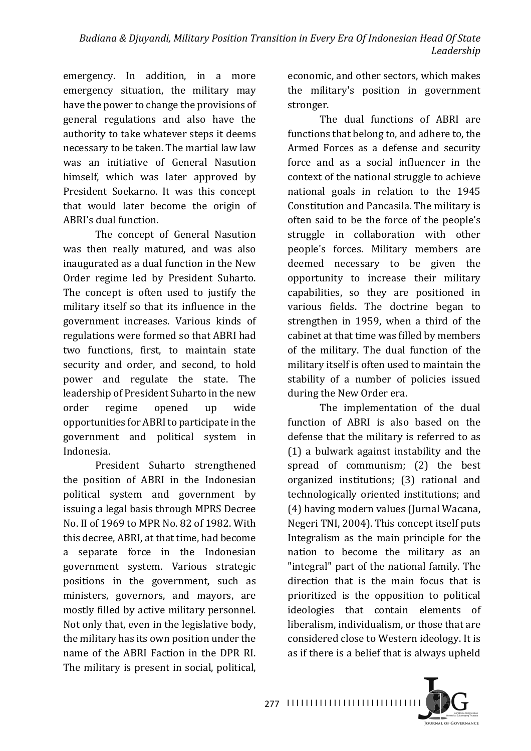emergency. In addition, in a more emergency situation, the military may have the power to change the provisions of general regulations and also have the authority to take whatever steps it deems necessary to be taken. The martial law law was an initiative of General Nasution himself, which was later approved by President Soekarno. It was this concept that would later become the origin of ABRI's dual function.

The concept of General Nasution was then really matured, and was also inaugurated as a dual function in the New Order regime led by President Suharto. The concept is often used to justify the military itself so that its influence in the government increases. Various kinds of regulations were formed so that ABRI had two functions, first, to maintain state security and order, and second, to hold power and regulate the state. The leadership of President Suharto in the new order regime opened up wide opportunities for ABRI to participate in the government and political system in Indonesia.

President Suharto strengthened the position of ABRI in the Indonesian political system and government by issuing a legal basis through MPRS Decree No. II of 1969 to MPR No. 82 of 1982. With this decree, ABRI, at that time, had become a separate force in the Indonesian government system. Various strategic positions in the government, such as ministers, governors, and mayors, are mostly filled by active military personnel. Not only that, even in the legislative body, the military has its own position under the name of the ABRI Faction in the DPR RI. The military is present in social, political, economic, and other sectors, which makes the military's position in government stronger.

The dual functions of ABRI are functions that belong to, and adhere to, the Armed Forces as a defense and security force and as a social influencer in the context of the national struggle to achieve national goals in relation to the 1945 Constitution and Pancasila. The military is often said to be the force of the people's struggle in collaboration with other people's forces. Military members are deemed necessary to be given the opportunity to increase their military capabilities, so they are positioned in various fields. The doctrine began to strengthen in 1959, when a third of the cabinet at that time was filled by members of the military. The dual function of the military itself is often used to maintain the stability of a number of policies issued during the New Order era.

The implementation of the dual function of ABRI is also based on the defense that the military is referred to as (1) a bulwark against instability and the spread of communism; (2) the best organized institutions; (3) rational and technologically oriented institutions; and (4) having modern values (Jurnal Wacana, Negeri TNI, 2004). This concept itself puts Integralism as the main principle for the nation to become the military as an "integral" part of the national family. The direction that is the main focus that is prioritized is the opposition to political ideologies that contain elements of liberalism, individualism, or those that are considered close to Western ideology. It is as if there is a belief that is always upheld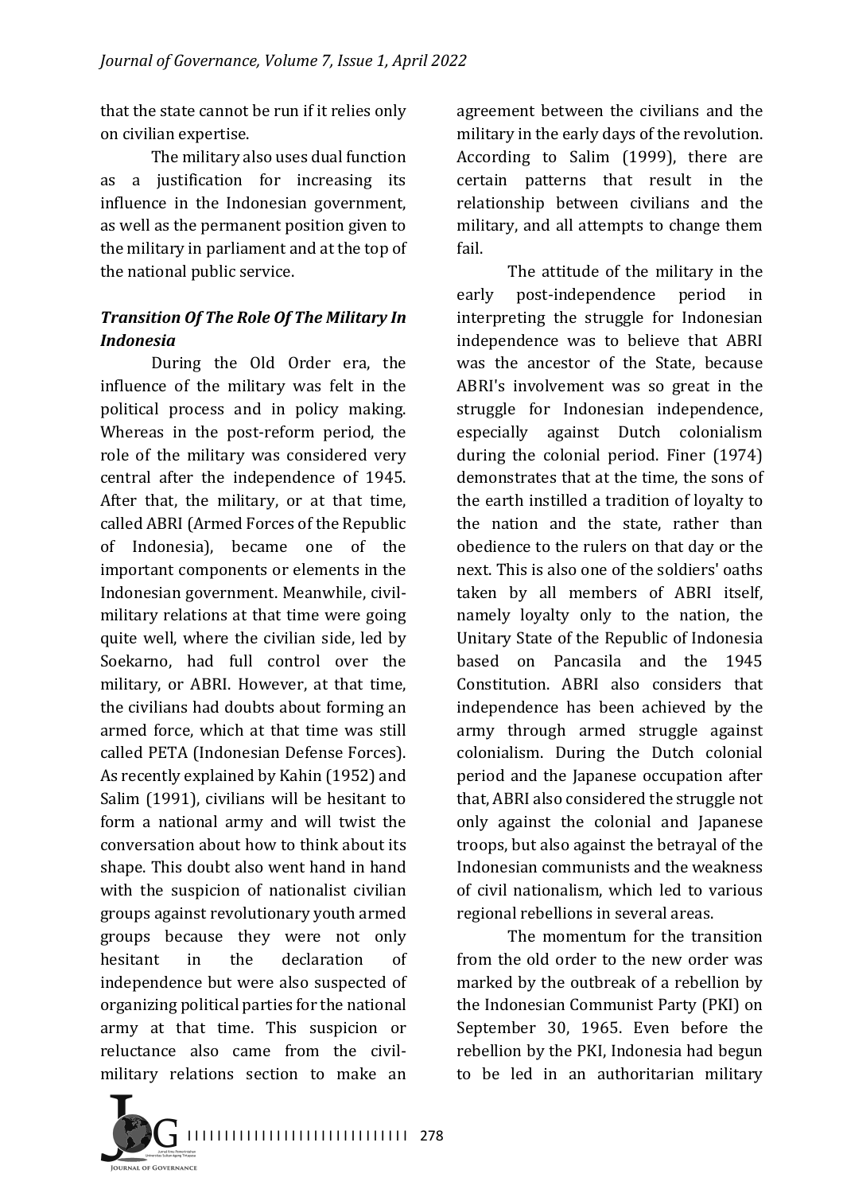that the state cannot be run if it relies only on civilian expertise.

The military also uses dual function as a justification for increasing its influence in the Indonesian government, as well as the permanent position given to the military in parliament and at the top of the national public service.

### *Transition Of The Role Of The Military In Indonesia*

During the Old Order era, the influence of the military was felt in the political process and in policy making. Whereas in the post-reform period, the role of the military was considered very central after the independence of 1945. After that, the military, or at that time, called ABRI (Armed Forces of the Republic of Indonesia), became one of the important components or elements in the Indonesian government. Meanwhile, civil-military relations at that time were going quite well, where the civilian side, led by Soekarno, had full control over the military, or ABRI. However, at that time, the civilians had doubts about forming an armed force, which at that time was still called PETA (Indonesian Defense Forces). As recently explained by Kahin (1952) and Salim (1991), civilians will be hesitant to form a national army and will twist the conversation about how to think about its shape. This doubt also went hand in hand with the suspicion of nationalist civilian groups against revolutionary youth armed groups because they were not only hesitant in the declaration of independence but were also suspected of organizing political parties for the national army at that time. This suspicion or reluctance also came from the civil-military relations section to make an agreement between the civilians and the military in the early days of the revolution. According to Salim (1999), there are certain patterns that result in the relationship between civilians and the military, and all attempts to change them fail.

The attitude of the military in the early post-independence period in interpreting the struggle for Indonesian independence was to believe that ABRI was the ancestor of the State, because ABRI's involvement was so great in the struggle for Indonesian independence, especially against Dutch colonialism during the colonial period. Finer (1974) demonstrates that at the time, the sons of the earth instilled a tradition of loyalty to the nation and the state, rather than obedience to the rulers on that day or the next. This is also one of the soldiers' oaths taken by all members of ABRI itself, namely loyalty only to the nation, the Unitary State of the Republic of Indonesia based on Pancasila and the 1945 Constitution. ABRI also considers that independence has been achieved by the army through armed struggle against colonialism. During the Dutch colonial period and the Japanese occupation after that, ABRI also considered the struggle not only against the colonial and Japanese troops, but also against the betrayal of the Indonesian communists and the weakness of civil nationalism, which led to various regional rebellions in several areas.

The momentum for the transition from the old order to the new order was marked by the outbreak of a rebellion by the Indonesian Communist Party (PKI) on September 30, 1965. Even before the rebellion by the PKI, Indonesia had begun to be led in an authoritarian military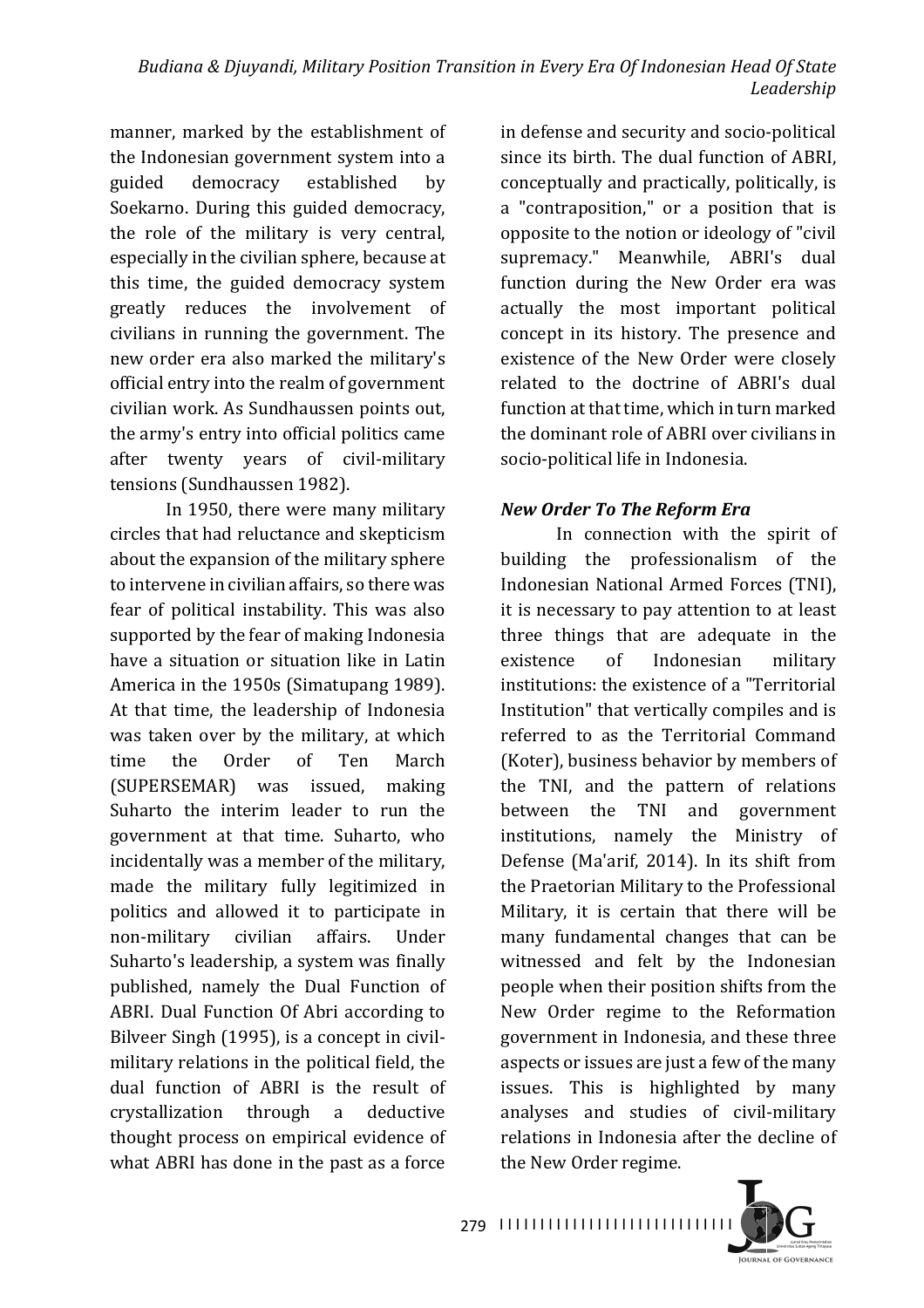manner, marked by the establishment of the Indonesian government system into a guided democracy established by Soekarno. During this guided democracy, the role of the military is very central, especially in the civilian sphere, because at this time, the guided democracy system greatly reduces the involvement of civilians in running the government. The new order era also marked the military's official entry into the realm of government civilian work. As Sundhaussen points out, the army's entry into official politics came after twenty years of civil-military tensions (Sundhaussen 1982).

In 1950, there were many military circles that had reluctance and skepticism about the expansion of the military sphere to intervene in civilian affairs, so there was fear of political instability. This was also supported by the fear of making Indonesia have a situation or situation like in Latin America in the 1950s (Simatupang 1989). At that time, the leadership of Indonesia was taken over by the military, at which time the Order of Ten March (SUPERSEMAR) was issued, making Suharto the interim leader to run the government at that time. Suharto, who incidentally was a member of the military, made the military fully legitimized in politics and allowed it to participate in non-military civilian affairs. Under Suharto's leadership, a system was finally published, namely the Dual Function of ABRI. Dual Function Of Abri according to Bilveer Singh (1995), is a concept in civil-military relations in the political field, the dual function of ABRI is the result of crystallization through a deductive thought process on empirical evidence of what ABRI has done in the past as a force in defense and security and socio-political since its birth. The dual function of ABRI, conceptually and practically, politically, is a "contraposition," or a position that is opposite to the notion or ideology of "civil supremacy." Meanwhile, ABRI's dual function during the New Order era was actually the most important political concept in its history. The presence and existence of the New Order were closely related to the doctrine of ABRI's dual function at that time, which in turn marked the dominant role of ABRI over civilians in socio-political life in Indonesia.

### *New Order To The Reform Era*

In connection with the spirit of building the professionalism of the Indonesian National Armed Forces (TNI), it is necessary to pay attention to at least three things that are adequate in the existence of Indonesian military institutions: the existence of a "Territorial Institution" that vertically compiles and is referred to as the Territorial Command (Koter), business behavior by members of the TNI, and the pattern of relations between the TNI and government institutions, namely the Ministry of Defense (Ma'arif, 2014). In its shift from the Praetorian Military to the Professional Military, it is certain that there will be many fundamental changes that can be witnessed and felt by the Indonesian people when their position shifts from the New Order regime to the Reformation government in Indonesia, and these three aspects or issues are just a few of the many issues. This is highlighted by many analyses and studies of civil-military relations in Indonesia after the decline of the New Order regime.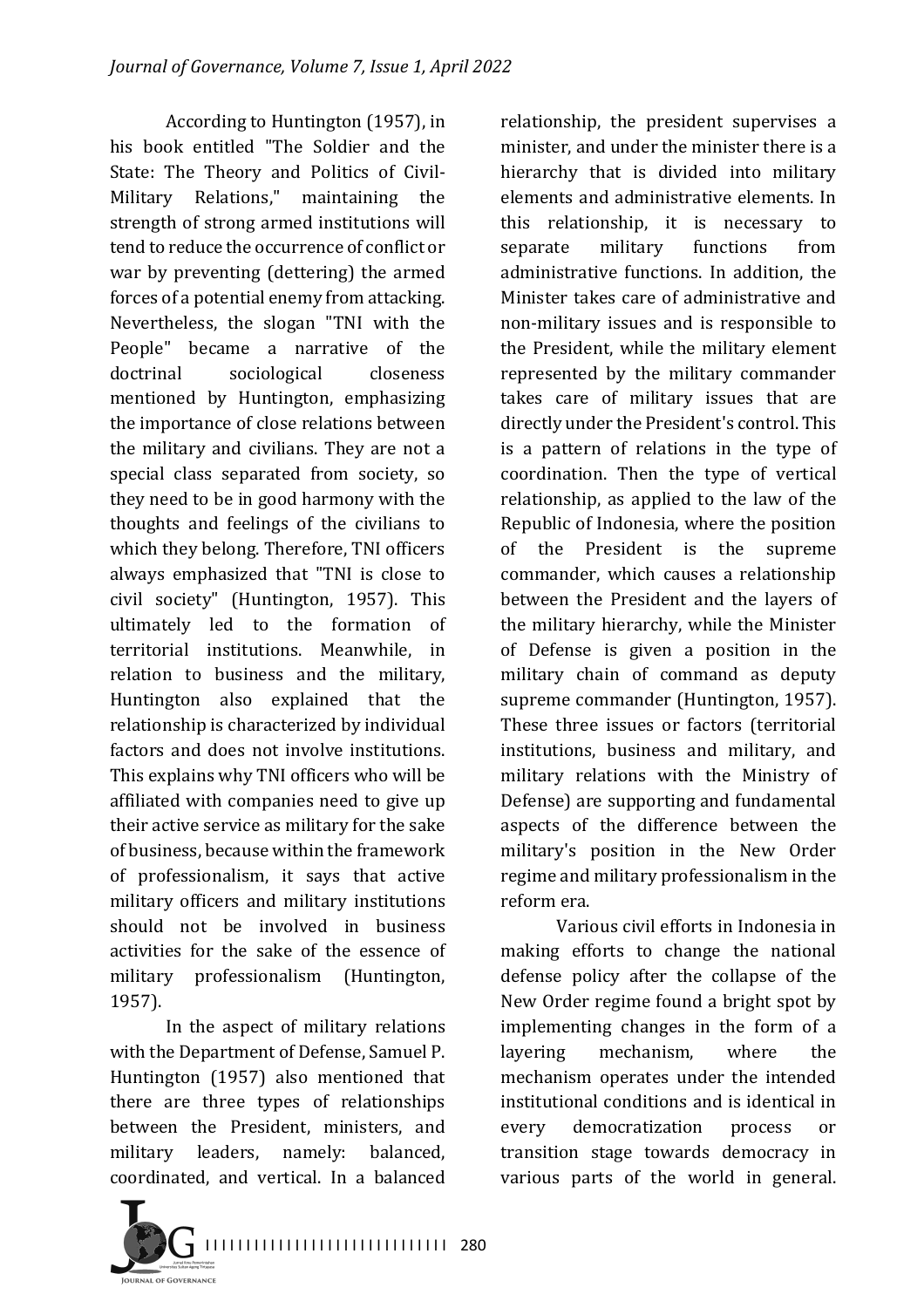According to Huntington (1957), in his book entitled "The Soldier and the State: The Theory and Politics of Civil-Military Relations," maintaining the strength of strong armed institutions will tend to reduce the occurrence of conflict or war by preventing (dettering) the armed forces of a potential enemy from attacking. Nevertheless, the slogan "TNI with the People" became a narrative of the doctrinal sociological closeness mentioned by Huntington, emphasizing the importance of close relations between the military and civilians. They are not a special class separated from society, so they need to be in good harmony with the thoughts and feelings of the civilians to which they belong. Therefore, TNI officers always emphasized that "TNI is close to civil society" (Huntington, 1957). This ultimately led to the formation of territorial institutions. Meanwhile, in relation to business and the military, Huntington also explained that the relationship is characterized by individual factors and does not involve institutions. This explains why TNI officers who will be affiliated with companies need to give up their active service as military for the sake of business, because within the framework of professionalism, it says that active military officers and military institutions should not be involved in business activities for the sake of the essence of military professionalism (Huntington, 1957).

In the aspect of military relations with the Department of Defense, Samuel P. Huntington (1957) also mentioned that there are three types of relationships between the President, ministers, and military leaders, namely: balanced, coordinated, and vertical. In a balanced relationship, the president supervises a minister, and under the minister there is a hierarchy that is divided into military elements and administrative elements. In this relationship, it is necessary to separate military functions from administrative functions. In addition, the Minister takes care of administrative and non-military issues and is responsible to the President, while the military element represented by the military commander takes care of military issues that are directly under the President's control. This is a pattern of relations in the type of coordination. Then the type of vertical relationship, as applied to the law of the Republic of Indonesia, where the position of the President is the supreme commander, which causes a relationship between the President and the layers of the military hierarchy, while the Minister of Defense is given a position in the military chain of command as deputy supreme commander (Huntington, 1957). These three issues or factors (territorial institutions, business and military, and military relations with the Ministry of Defense) are supporting and fundamental aspects of the difference between the military's position in the New Order regime and military professionalism in the reform era.

Various civil efforts in Indonesia in making efforts to change the national defense policy after the collapse of the New Order regime found a bright spot by implementing changes in the form of a layering mechanism, where the mechanism operates under the intended institutional conditions and is identical in every democratization process or transition stage towards democracy in various parts of the world in general.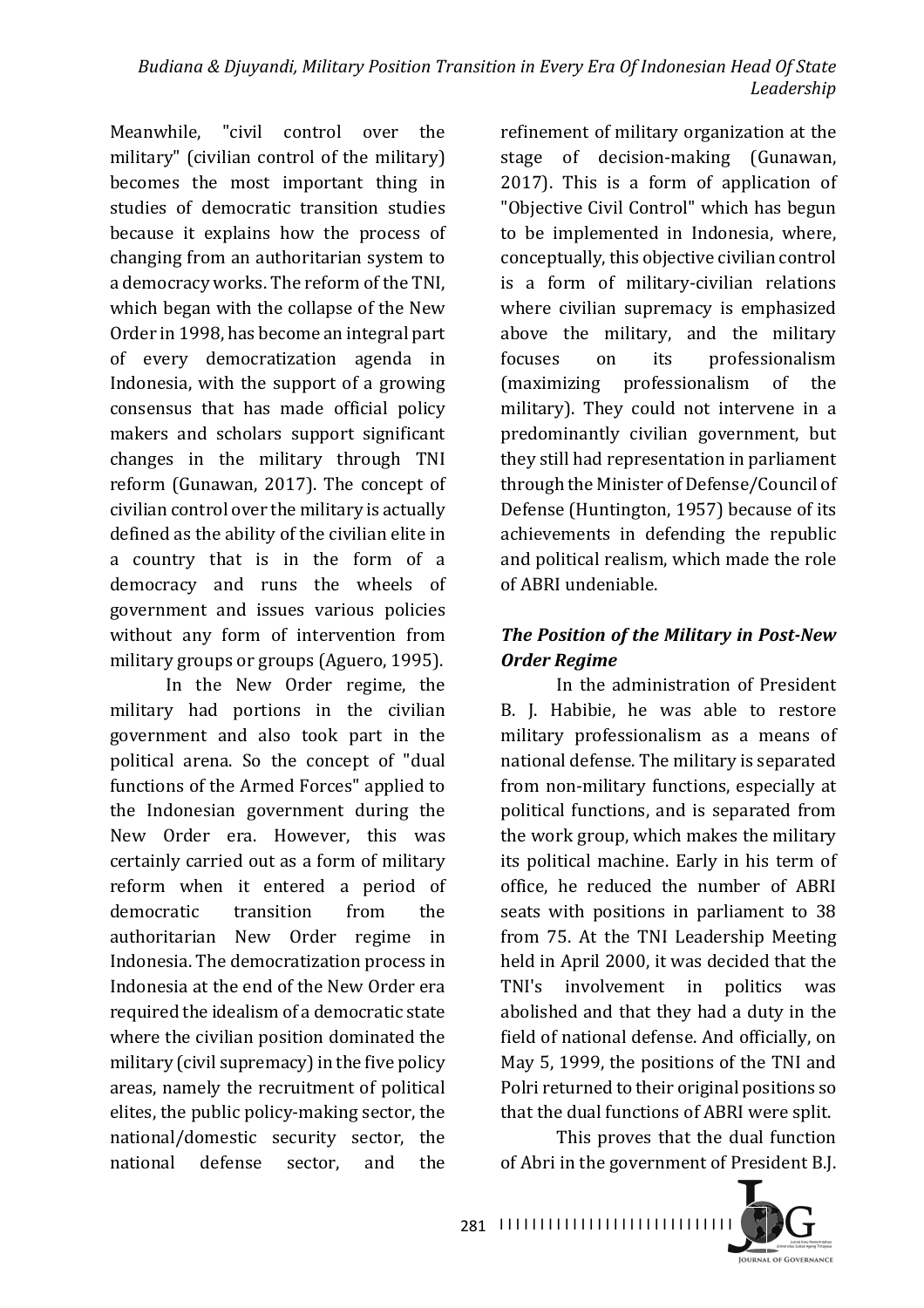Meanwhile, "civil control over the military" (civilian control of the military) becomes the most important thing in studies of democratic transition studies because it explains how the process of changing from an authoritarian system to a democracy works. The reform of the TNI, which began with the collapse of the New Order in 1998, has become an integral part of every democratization agenda in Indonesia, with the support of a growing consensus that has made official policy makers and scholars support significant changes in the military through TNI reform (Gunawan, 2017). The concept of civilian control over the military is actually defined as the ability of the civilian elite in a country that is in the form of a democracy and runs the wheels of government and issues various policies without any form of intervention from military groups or groups (Aguero, 1995).

In the New Order regime, the military had portions in the civilian government and also took part in the political arena. So the concept of "dual functions of the Armed Forces" applied to the Indonesian government during the New Order era. However, this was certainly carried out as a form of military reform when it entered a period of democratic transition from the authoritarian New Order regime in Indonesia. The democratization process in Indonesia at the end of the New Order era required the idealism of a democratic state where the civilian position dominated the military (civil supremacy) in the five policy areas, namely the recruitment of political elites, the public policy-making sector, the national/domestic security sector, the national defense sector, and the refinement of military organization at the stage of decision-making (Gunawan, 2017). This is a form of application of "Objective Civil Control" which has begun to be implemented in Indonesia, where, conceptually, this objective civilian control is a form of military-civilian relations where civilian supremacy is emphasized above the military, and the military focuses on its professionalism (maximizing professionalism of the military). They could not intervene in a predominantly civilian government, but they still had representation in parliament through the Minister of Defense/Council of Defense (Huntington, 1957) because of its achievements in defending the republic and political realism, which made the role of ABRI undeniable.

### *The Position of the Military in Post-New Order Regime*

In the administration of President B. J. Habibie, he was able to restore military professionalism as a means of national defense. The military is separated from non-military functions, especially at political functions, and is separated from the work group, which makes the military its political machine. Early in his term of office, he reduced the number of ABRI seats with positions in parliament to 38 from 75. At the TNI Leadership Meeting held in April 2000, it was decided that the TNI's involvement in politics was abolished and that they had a duty in the field of national defense. And officially, on May 5, 1999, the positions of the TNI and Polri returned to their original positions so that the dual functions of ABRI were split.

This proves that the dual function of Abri in the government of President B.J.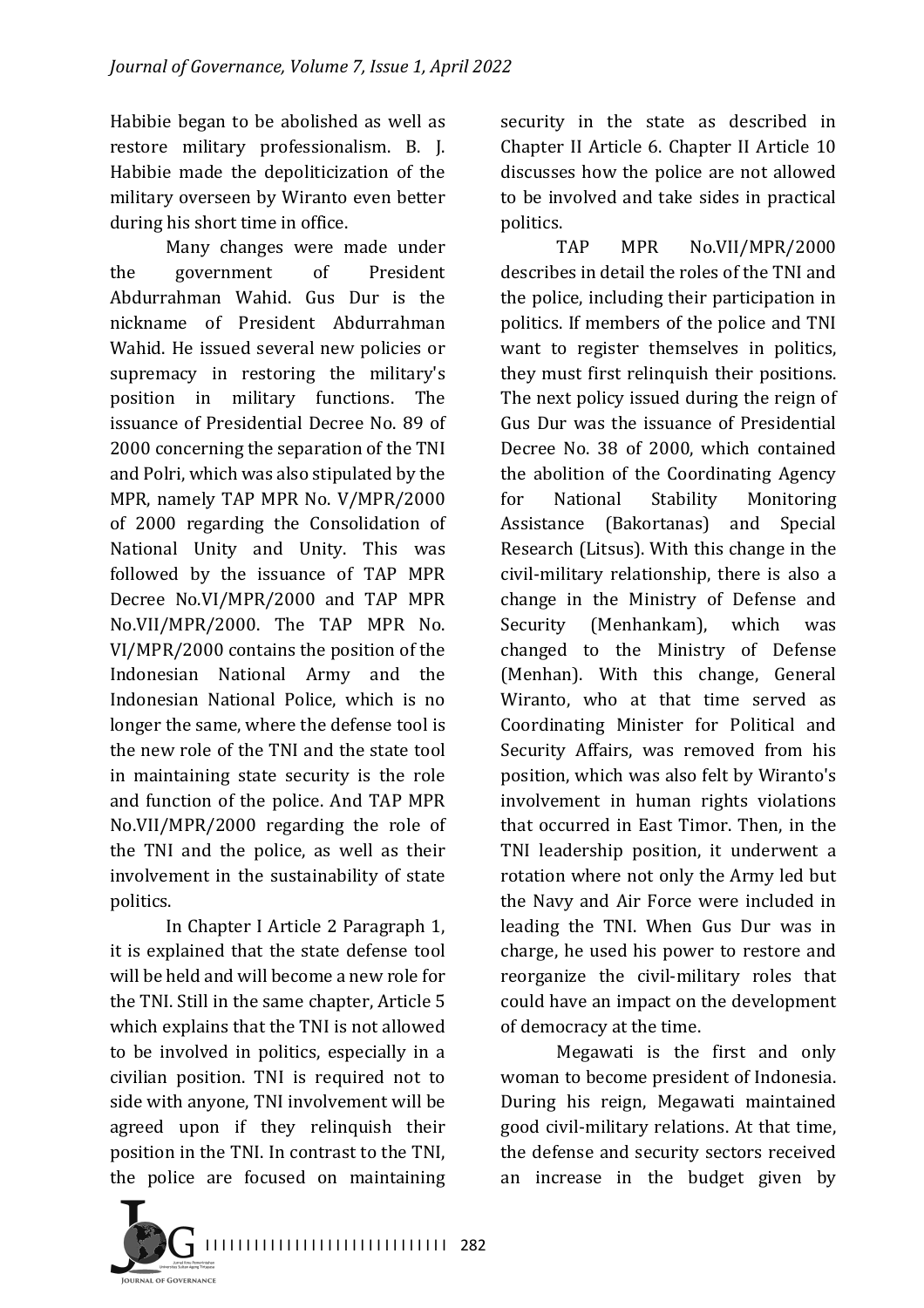Habibie began to be abolished as well as restore military professionalism. B. J. Habibie made the depoliticization of the military overseen by Wiranto even better during his short time in office.

Many changes were made under the government of President Abdurrahman Wahid. Gus Dur is the nickname of President Abdurrahman Wahid. He issued several new policies or supremacy in restoring the military's position in military functions. The issuance of Presidential Decree No. 89 of 2000 concerning the separation of the TNI and Polri, which was also stipulated by the MPR, namely TAP MPR No. V/MPR/2000 of 2000 regarding the Consolidation of National Unity and Unity. This was followed by the issuance of TAP MPR Decree No.VI/MPR/2000 and TAP MPR No.VII/MPR/2000. The TAP MPR No. VI/MPR/2000 contains the position of the Indonesian National Army and the Indonesian National Police, which is no longer the same, where the defense tool is the new role of the TNI and the state tool in maintaining state security is the role and function of the police. And TAP MPR No.VII/MPR/2000 regarding the role of the TNI and the police, as well as their involvement in the sustainability of state politics.

In Chapter I Article 2 Paragraph 1, it is explained that the state defense tool will be held and will become a new role for the TNI. Still in the same chapter, Article 5 which explains that the TNI is not allowed to be involved in politics, especially in a civilian position. TNI is required not to side with anyone, TNI involvement will be agreed upon if they relinquish their position in the TNI. In contrast to the TNI, the police are focused on maintaining security in the state as described in Chapter II Article 6. Chapter II Article 10 discusses how the police are not allowed to be involved and take sides in practical politics.

TAP MPR No.VII/MPR/2000 describes in detail the roles of the TNI and the police, including their participation in politics. If members of the police and TNI want to register themselves in politics, they must first relinquish their positions. The next policy issued during the reign of Gus Dur was the issuance of Presidential Decree No. 38 of 2000, which contained the abolition of the Coordinating Agency for National Stability Monitoring Assistance (Bakortanas) and Special Research (Litsus). With this change in the civil-military relationship, there is also a change in the Ministry of Defense and Security (Menhankam), which was changed to the Ministry of Defense (Menhan). With this change, General Wiranto, who at that time served as Coordinating Minister for Political and Security Affairs, was removed from his position, which was also felt by Wiranto's involvement in human rights violations that occurred in East Timor. Then, in the TNI leadership position, it underwent a rotation where not only the Army led but the Navy and Air Force were included in leading the TNI. When Gus Dur was in charge, he used his power to restore and reorganize the civil-military roles that could have an impact on the development of democracy at the time.

Megawati is the first and only woman to become president of Indonesia. During his reign, Megawati maintained good civil-military relations. At that time, the defense and security sectors received an increase in the budget given by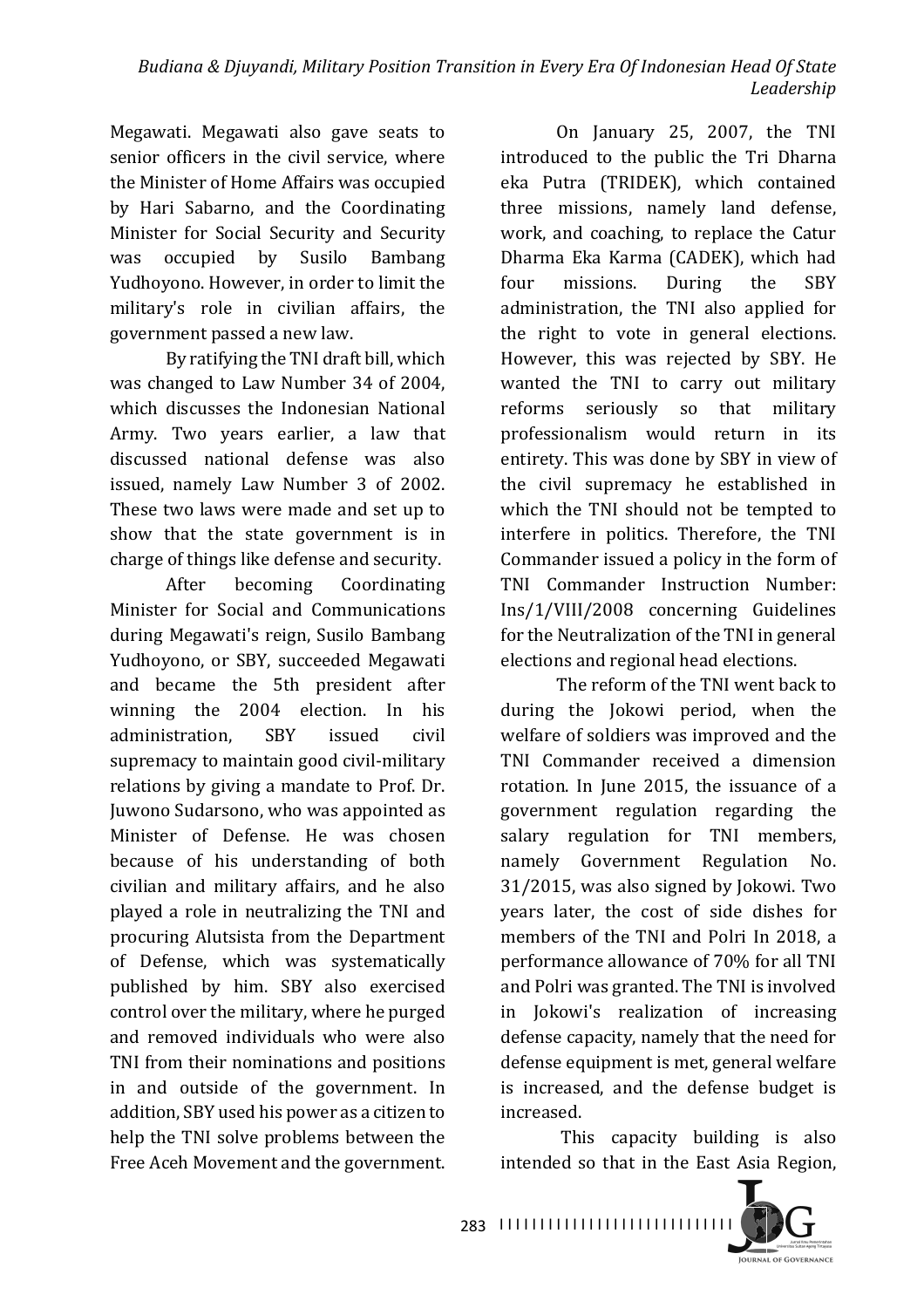Megawati. Megawati also gave seats to senior officers in the civil service, where the Minister of Home Affairs was occupied by Hari Sabarno, and the Coordinating Minister for Social Security and Security was occupied by Susilo Bambang Yudhoyono. However, in order to limit the military's role in civilian affairs, the government passed a new law.

By ratifying the TNI draft bill, which was changed to Law Number 34 of 2004, which discusses the Indonesian National Army. Two years earlier, a law that discussed national defense was also issued, namely Law Number 3 of 2002. These two laws were made and set up to show that the state government is in charge of things like defense and security.

After becoming Coordinating Minister for Social and Communications during Megawati's reign, Susilo Bambang Yudhoyono, or SBY, succeeded Megawati and became the 5th president after winning the 2004 election. In his administration, SBY issued civil supremacy to maintain good civil-military relations by giving a mandate to Prof. Dr. Juwono Sudarsono, who was appointed as Minister of Defense. He was chosen because of his understanding of both civilian and military affairs, and he also played a role in neutralizing the TNI and procuring Alutsista from the Department of Defense, which was systematically published by him. SBY also exercised control over the military, where he purged and removed individuals who were also TNI from their nominations and positions in and outside of the government. In addition, SBY used his power as a citizen to help the TNI solve problems between the Free Aceh Movement and the government.

On January 25, 2007, the TNI introduced to the public the Tri Dharna eka Putra (TRIDEK), which contained three missions, namely land defense, work, and coaching, to replace the Catur Dharma Eka Karma (CADEK), which had four missions. During the SBY administration, the TNI also applied for the right to vote in general elections. However, this was rejected by SBY. He wanted the TNI to carry out military reforms seriously so that military professionalism would return in its entirety. This was done by SBY in view of the civil supremacy he established in which the TNI should not be tempted to interfere in politics. Therefore, the TNI Commander issued a policy in the form of TNI Commander Instruction Number: Ins/1/VIII/2008 concerning Guidelines for the Neutralization of the TNI in general elections and regional head elections.

The reform of the TNI went back to during the Jokowi period, when the welfare of soldiers was improved and the TNI Commander received a dimension rotation. In June 2015, the issuance of a government regulation regarding the salary regulation for TNI members, namely Government Regulation No. 31/2015, was also signed by Jokowi. Two years later, the cost of side dishes for members of the TNI and Polri In 2018, a performance allowance of 70% for all TNI and Polri was granted. The TNI is involved in Jokowi's realization of increasing defense capacity, namely that the need for defense equipment is met, general welfare is increased, and the defense budget is increased.

This capacity building is also intended so that in the East Asia Region,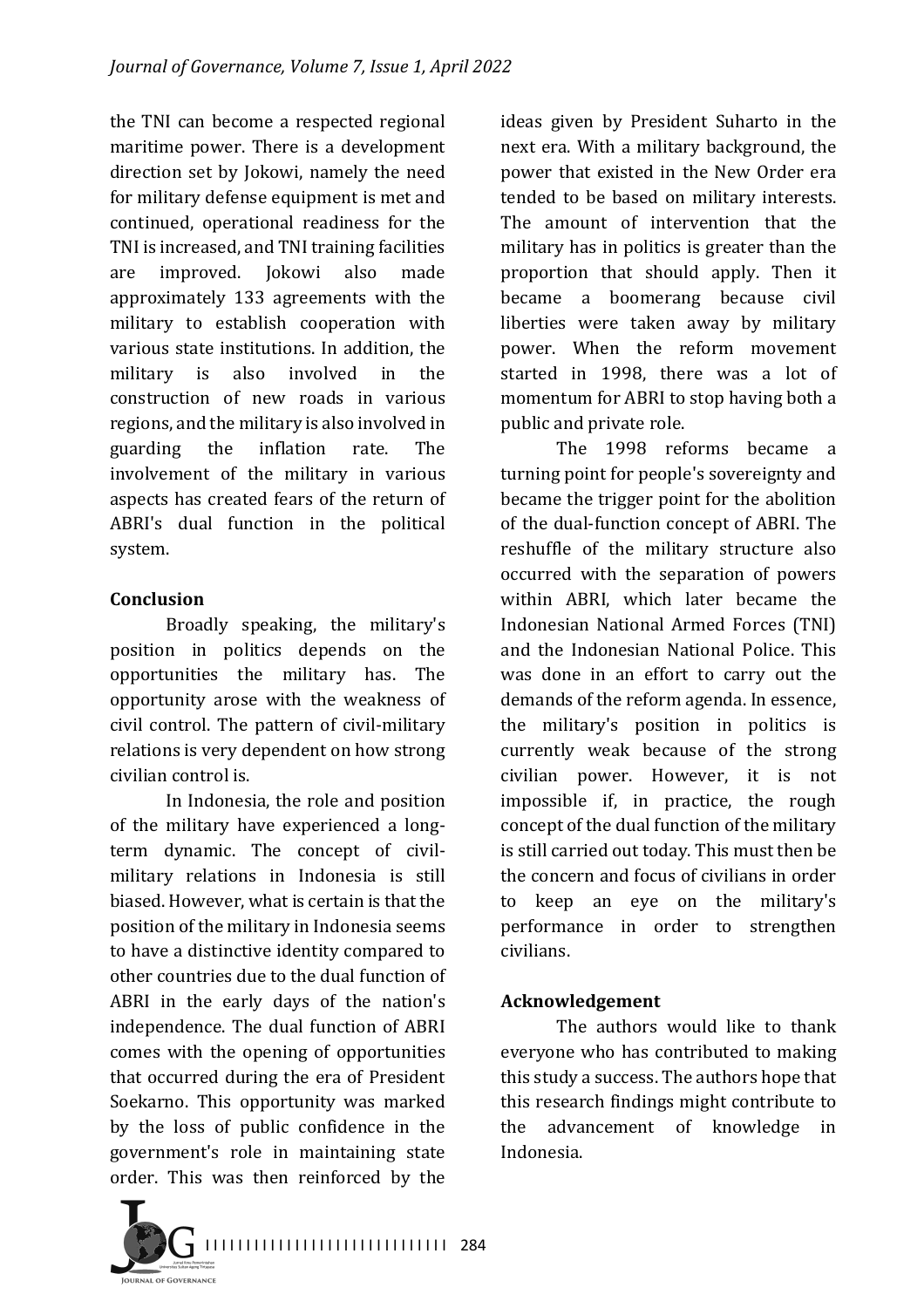the TNI can become a respected regional maritime power. There is a development direction set by Jokowi, namely the need for military defense equipment is met and continued, operational readiness for the TNI is increased, and TNI training facilities are improved. Jokowi also made approximately 133 agreements with the military to establish cooperation with various state institutions. In addition, the military is also involved in the construction of new roads in various regions, and the military is also involved in guarding the inflation rate. The involvement of the military in various aspects has created fears of the return of ABRI's dual function in the political system.

## Conclusion

Broadly speaking, the military's position in politics depends on the opportunities the military has. The opportunity arose with the weakness of civil control. The pattern of civil-military relations is very dependent on how strong civilian control is.

In Indonesia, the role and position of the military have experienced a long-term dynamic. The concept of civil-military relations in Indonesia is still biased. However, what is certain is that the position of the military in Indonesia seems to have a distinctive identity compared to other countries due to the dual function of ABRI in the early days of the nation's independence. The dual function of ABRI comes with the opening of opportunities that occurred during the era of President Soekarno. This opportunity was marked by the loss of public confidence in the government's role in maintaining state order. This was then reinforced by the ideas given by President Suharto in the next era. With a military background, the power that existed in the New Order era tended to be based on military interests. The amount of intervention that the military has in politics is greater than the proportion that should apply. Then it became a boomerang because civil liberties were taken away by military power. When the reform movement started in 1998, there was a lot of momentum for ABRI to stop having both a public and private role.

The 1998 reforms became a turning point for people's sovereignty and became the trigger point for the abolition of the dual-function concept of ABRI. The reshuffle of the military structure also occurred with the separation of powers within ABRI, which later became the Indonesian National Armed Forces (TNI) and the Indonesian National Police. This was done in an effort to carry out the demands of the reform agenda. In essence, the military's position in politics is currently weak because of the strong civilian power. However, it is not impossible if, in practice, the rough concept of the dual function of the military is still carried out today. This must then be the concern and focus of civilians in order to keep an eye on the military's performance in order to strengthen civilians.

## Acknowledgement

The authors would like to thank everyone who has contributed to making this study a success. The authors hope that this research findings might contribute to the advancement of knowledge in Indonesia.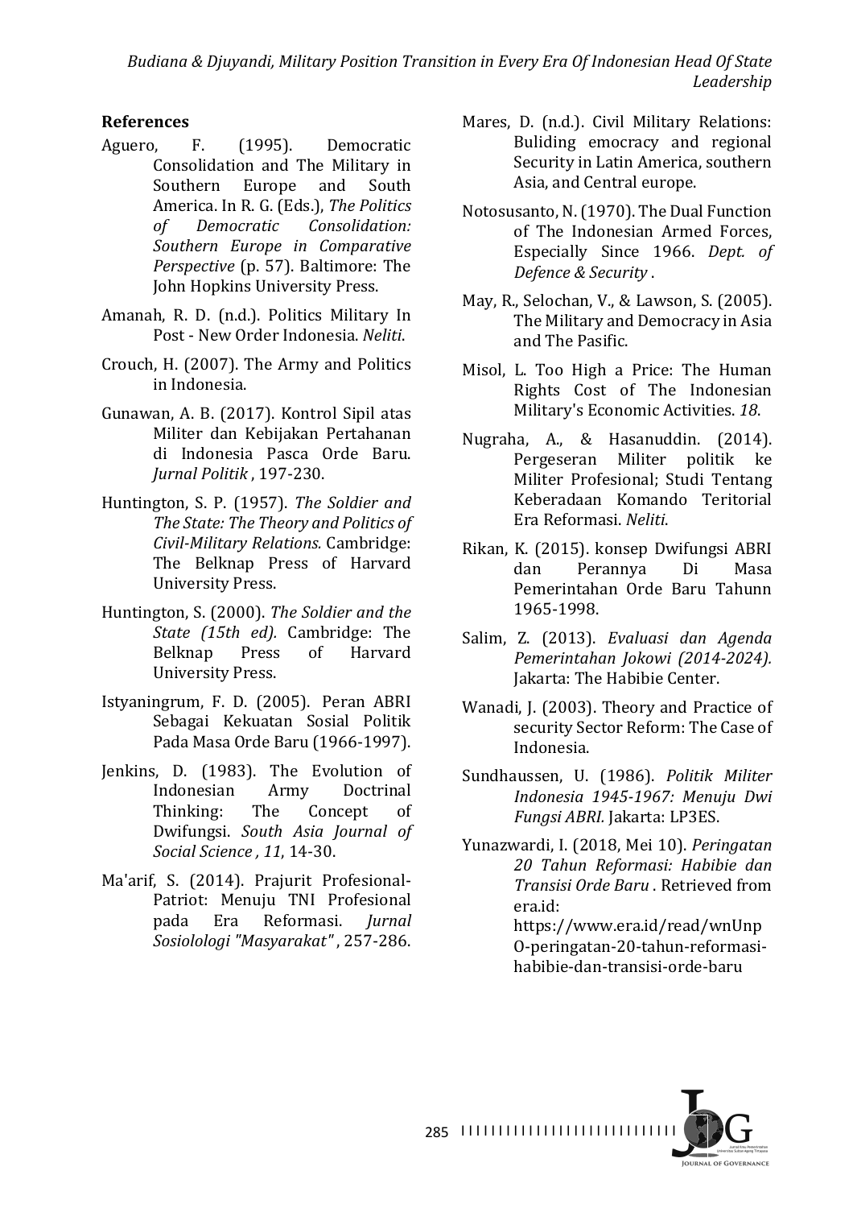## References

Aguero, F. (1995). Democratic Consolidation and The Military in Southern Europe and South America. In R. G. (Eds.), *The Politics of Democratic Consolidation: Southern Europe in Comparative Perspective* (p. 57). Baltimore: The John Hopkins University Press.

Amanah, R. D. (n.d.). Politics Military In Post - New Order Indonesia. *Neliti*.

Crouch, H. (2007). The Army and Politics in Indonesia.

Gunawan, A. B. (2017). Kontrol Sipil atas Militer dan Kebijakan Pertahanan di Indonesia Pasca Orde Baru. *Jurnal Politik* , 197-230.

Huntington, S. P. (1957). *The Soldier and The State: The Theory and Politics of Civil-Military Relations.* Cambridge: The Belknap Press of Harvard University Press.

Huntington, S. (2000). *The Soldier and the State (15th ed).* Cambridge: The Belknap Press of Harvard University Press.

Istyaningrum, F. D. (2005). Peran ABRI Sebagai Kekuatan Sosial Politik Pada Masa Orde Baru (1966-1997).

Jenkins, D. (1983). The Evolution of Indonesian Army Doctrinal Thinking: The Concept of Dwifungsi. *South Asia Journal of Social Science , 11*, 14-30.

Ma'arif, S. (2014). Prajurit Profesional-Patriot: Menuju TNI Profesional pada Era Reformasi. *Jurnal Sosiolologi "Masyarakat"* , 257-286.

Mares, D. (n.d.). Civil Military Relations: Buliding emocracy and regional Security in Latin America, southern Asia, and Central europe.

Notosusanto, N. (1970). The Dual Function of The Indonesian Armed Forces, Especially Since 1966. *Dept. of Defence & Security* .

May, R., Selochan, V., & Lawson, S. (2005). The Military and Democracy in Asia and The Pasific.

Misol, L. Too High a Price: The Human Rights Cost of The Indonesian Military's Economic Activities. *18*.

Nugraha, A., & Hasanuddin. (2014). Pergeseran Militer politik ke Militer Profesional; Studi Tentang Keberadaan Komando Teritorial Era Reformasi. *Neliti*.

Rikan, K. (2015). konsep Dwifungsi ABRI dan Perannya Di Masa Pemerintahan Orde Baru Tahunn 1965-1998.

Salim, Z. (2013). *Evaluasi dan Agenda Pemerintahan Jokowi (2014-2024).* Jakarta: The Habibie Center.

Wanadi, J. (2003). Theory and Practice of security Sector Reform: The Case of Indonesia.

Sundhaussen, U. (1986). *Politik Militer Indonesia 1945-1967: Menuju Dwi Fungsi ABRI.* Jakarta: LP3ES.

Yunazwardi, I. (2018, Mei 10). *Peringatan 20 Tahun Reformasi: Habibie dan Transisi Orde Baru* . Retrieved from era.id: https://www.era.id/read/wnUnpO-peringatan-20-tahun-reformasi-habibie-dan-transisi-orde-baru